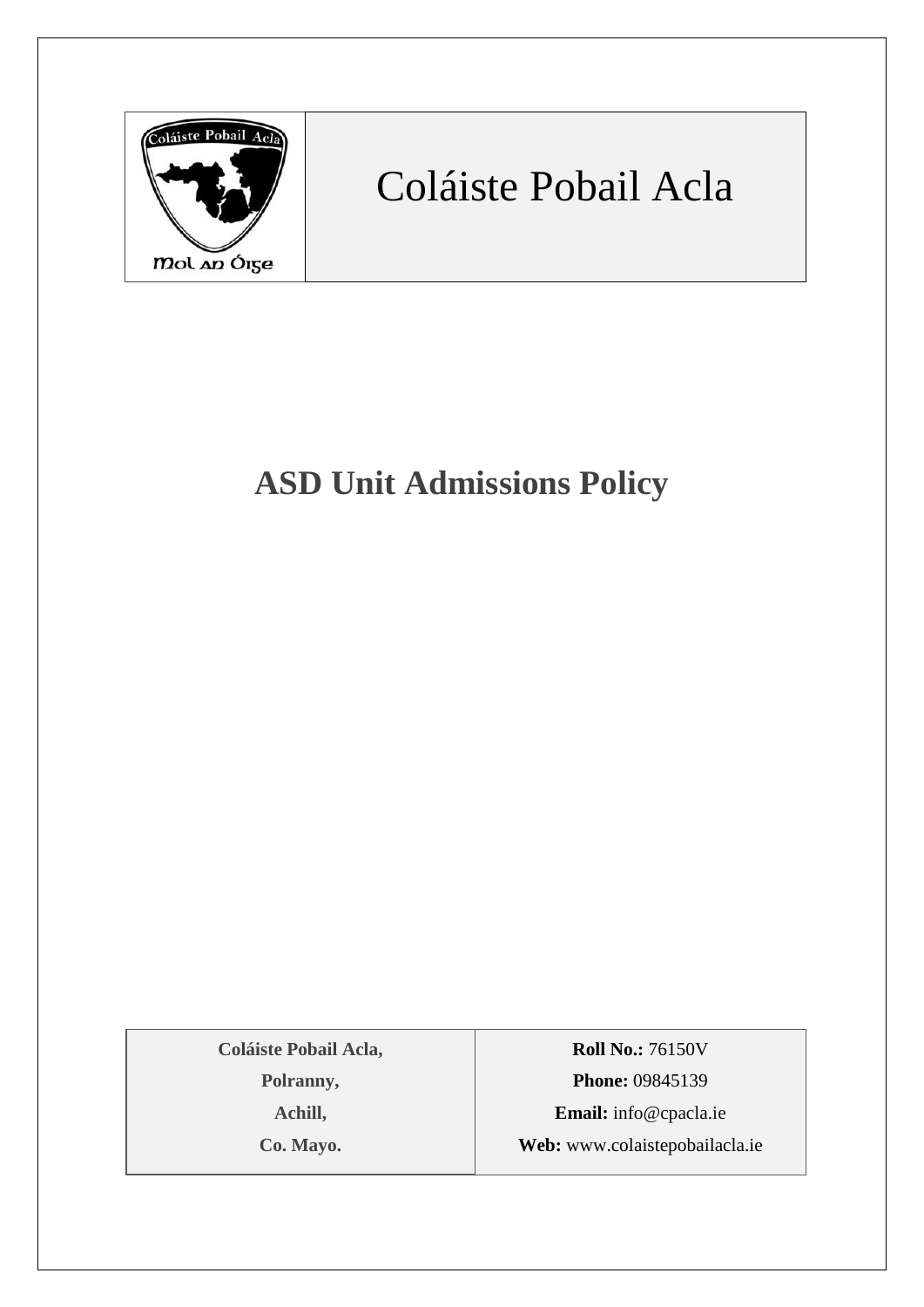# Coláiste Pobail Acla

Mol an Óige

## ASD Unit Admissions Policy

| Coláiste Pobail Acla, | **Roll No.:** 76150V |
|---|---|
| Polranny, | **Phone:** 09845139 |
| Achill, | **Email:** info@cpacla.ie |
| Co. Mayo. | **Web:** www.colaistepobailacla.ie |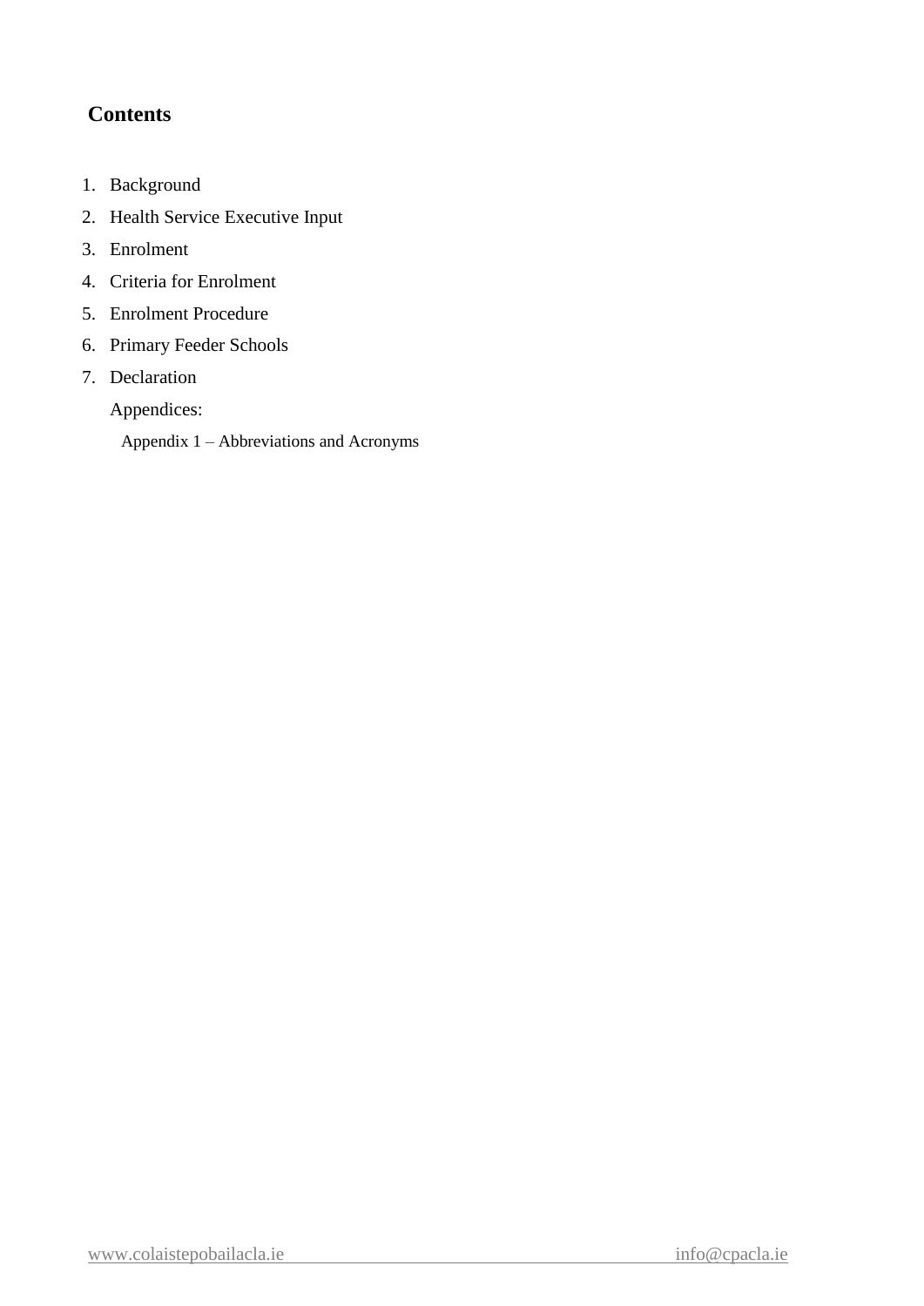## Contents

1. Background
2. Health Service Executive Input
3. Enrolment
4. Criteria for Enrolment
5. Enrolment Procedure
6. Primary Feeder Schools
7. Declaration

   Appendices:

   Appendix 1 – Abbreviations and Acronyms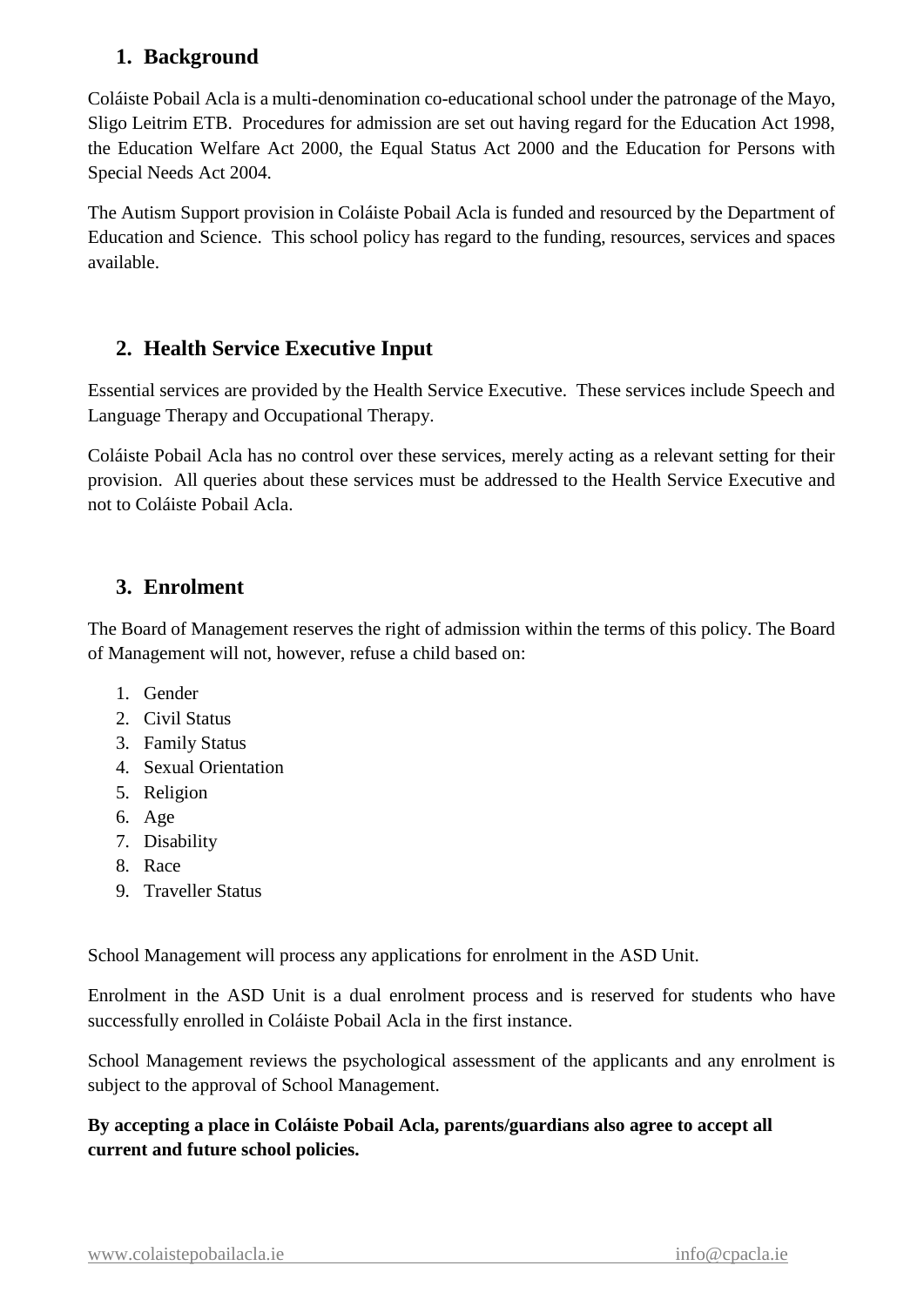## 1. Background

Coláiste Pobail Acla is a multi-denomination co-educational school under the patronage of the Mayo, Sligo Leitrim ETB. Procedures for admission are set out having regard for the Education Act 1998, the Education Welfare Act 2000, the Equal Status Act 2000 and the Education for Persons with Special Needs Act 2004.

The Autism Support provision in Coláiste Pobail Acla is funded and resourced by the Department of Education and Science. This school policy has regard to the funding, resources, services and spaces available.

## 2. Health Service Executive Input

Essential services are provided by the Health Service Executive. These services include Speech and Language Therapy and Occupational Therapy.

Coláiste Pobail Acla has no control over these services, merely acting as a relevant setting for their provision. All queries about these services must be addressed to the Health Service Executive and not to Coláiste Pobail Acla.

## 3. Enrolment

The Board of Management reserves the right of admission within the terms of this policy. The Board of Management will not, however, refuse a child based on:

1. Gender
2. Civil Status
3. Family Status
4. Sexual Orientation
5. Religion
6. Age
7. Disability
8. Race
9. Traveller Status

School Management will process any applications for enrolment in the ASD Unit.

Enrolment in the ASD Unit is a dual enrolment process and is reserved for students who have successfully enrolled in Coláiste Pobail Acla in the first instance.

School Management reviews the psychological assessment of the applicants and any enrolment is subject to the approval of School Management.

**By accepting a place in Coláiste Pobail Acla, parents/guardians also agree to accept all current and future school policies.**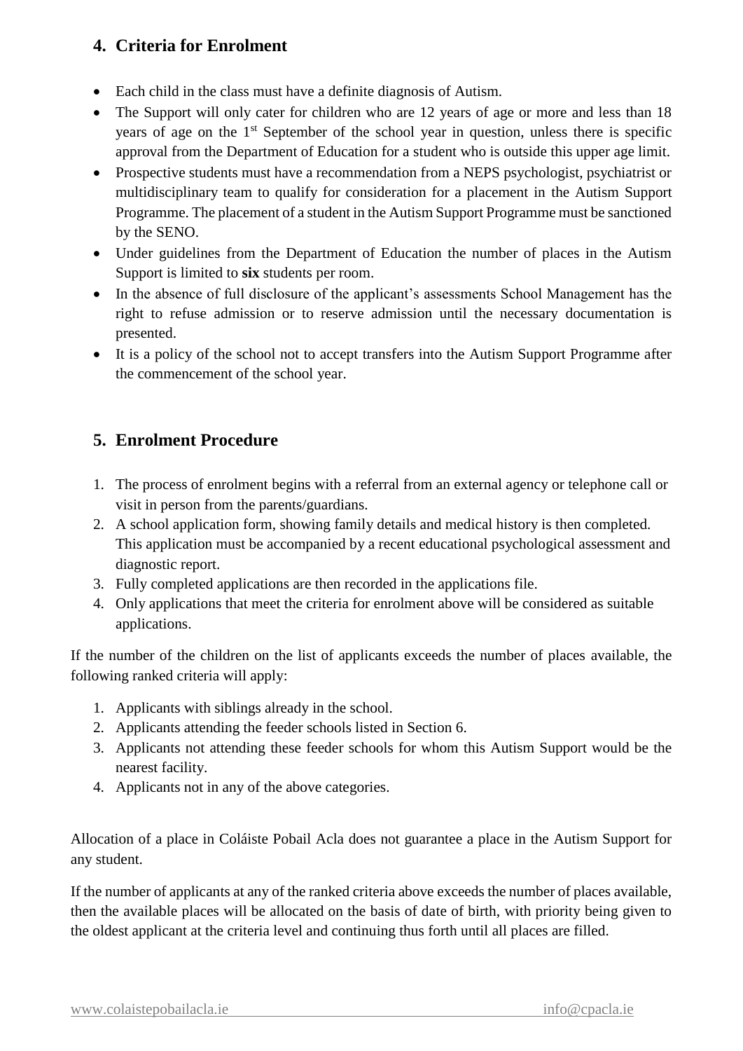## 4. Criteria for Enrolment

- Each child in the class must have a definite diagnosis of Autism.
- The Support will only cater for children who are 12 years of age or more and less than 18 years of age on the 1st September of the school year in question, unless there is specific approval from the Department of Education for a student who is outside this upper age limit.
- Prospective students must have a recommendation from a NEPS psychologist, psychiatrist or multidisciplinary team to qualify for consideration for a placement in the Autism Support Programme. The placement of a student in the Autism Support Programme must be sanctioned by the SENO.
- Under guidelines from the Department of Education the number of places in the Autism Support is limited to **six** students per room.
- In the absence of full disclosure of the applicant's assessments School Management has the right to refuse admission or to reserve admission until the necessary documentation is presented.
- It is a policy of the school not to accept transfers into the Autism Support Programme after the commencement of the school year.

## 5. Enrolment Procedure

1. The process of enrolment begins with a referral from an external agency or telephone call or visit in person from the parents/guardians.
2. A school application form, showing family details and medical history is then completed. This application must be accompanied by a recent educational psychological assessment and diagnostic report.
3. Fully completed applications are then recorded in the applications file.
4. Only applications that meet the criteria for enrolment above will be considered as suitable applications.

If the number of the children on the list of applicants exceeds the number of places available, the following ranked criteria will apply:

1. Applicants with siblings already in the school.
2. Applicants attending the feeder schools listed in Section 6.
3. Applicants not attending these feeder schools for whom this Autism Support would be the nearest facility.
4. Applicants not in any of the above categories.

Allocation of a place in Coláiste Pobail Acla does not guarantee a place in the Autism Support for any student.

If the number of applicants at any of the ranked criteria above exceeds the number of places available, then the available places will be allocated on the basis of date of birth, with priority being given to the oldest applicant at the criteria level and continuing thus forth until all places are filled.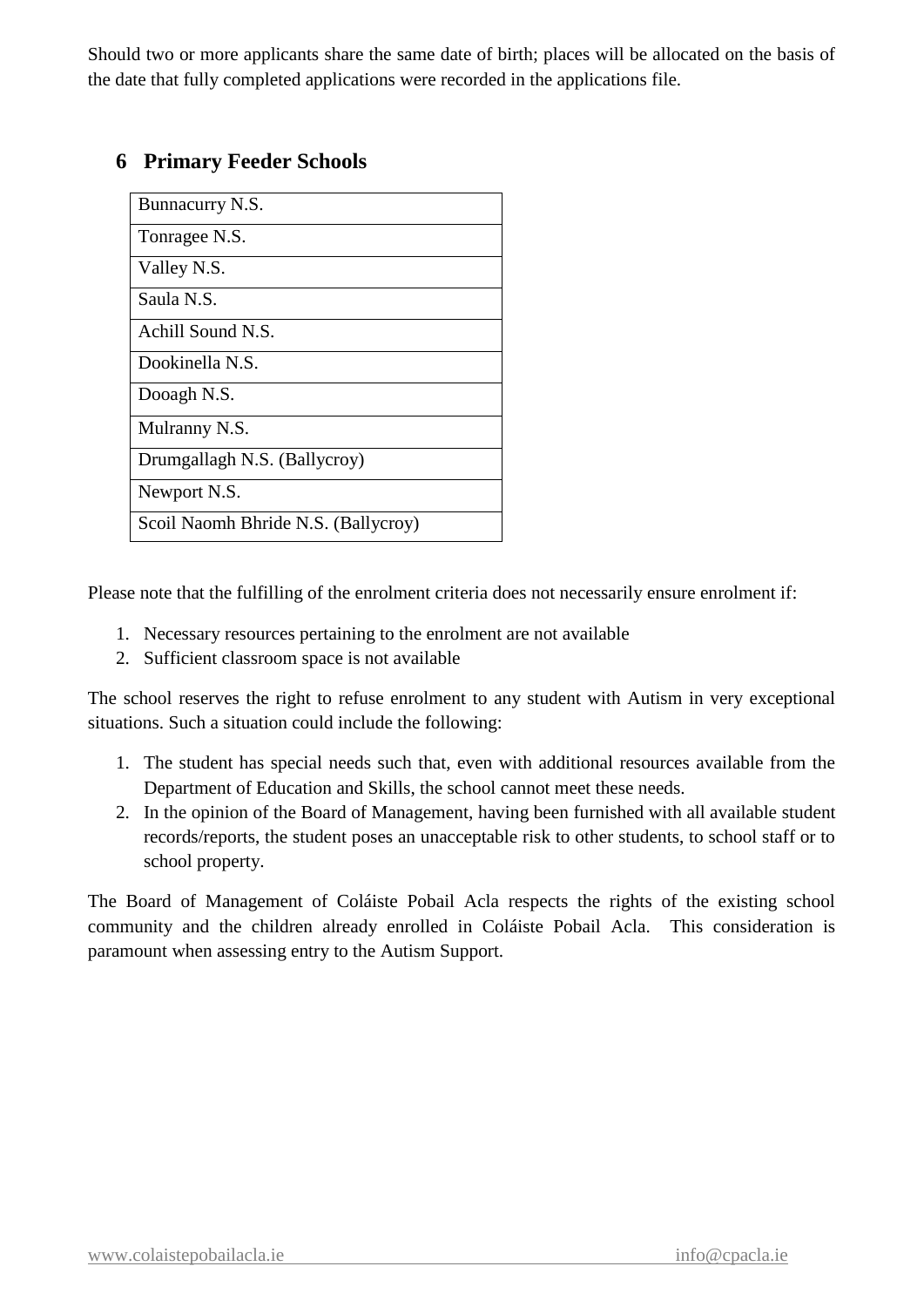Should two or more applicants share the same date of birth; places will be allocated on the basis of the date that fully completed applications were recorded in the applications file.

## 6 Primary Feeder Schools

| Bunnacurry N.S. |
|---|
| Tonragee N.S. |
| Valley N.S. |
| Saula N.S. |
| Achill Sound N.S. |
| Dookinella N.S. |
| Dooagh N.S. |
| Mulranny N.S. |
| Drumgallagh N.S. (Ballycroy) |
| Newport N.S. |
| Scoil Naomh Bhride N.S. (Ballycroy) |

Please note that the fulfilling of the enrolment criteria does not necessarily ensure enrolment if:

1. Necessary resources pertaining to the enrolment are not available
2. Sufficient classroom space is not available

The school reserves the right to refuse enrolment to any student with Autism in very exceptional situations. Such a situation could include the following:

1. The student has special needs such that, even with additional resources available from the Department of Education and Skills, the school cannot meet these needs.
2. In the opinion of the Board of Management, having been furnished with all available student records/reports, the student poses an unacceptable risk to other students, to school staff or to school property.

The Board of Management of Coláiste Pobail Acla respects the rights of the existing school community and the children already enrolled in Coláiste Pobail Acla. This consideration is paramount when assessing entry to the Autism Support.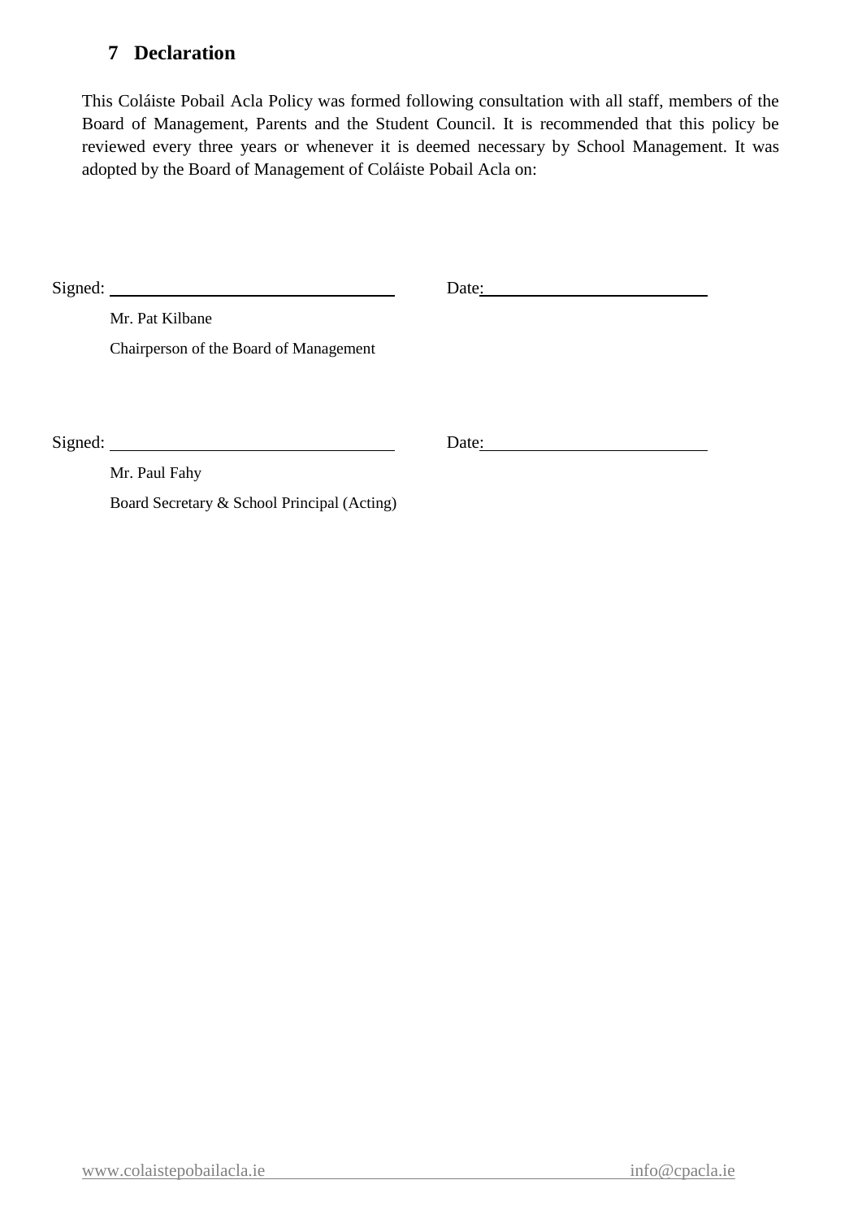## 7 Declaration

This Coláiste Pobail Acla Policy was formed following consultation with all staff, members of the Board of Management, Parents and the Student Council. It is recommended that this policy be reviewed every three years or whenever it is deemed necessary by School Management. It was adopted by the Board of Management of Coláiste Pobail Acla on:

Signed: ________________________________ Date: __________________________

Mr. Pat Kilbane

Chairperson of the Board of Management

Signed: ________________________________ Date: __________________________

Mr. Paul Fahy

Board Secretary & School Principal (Acting)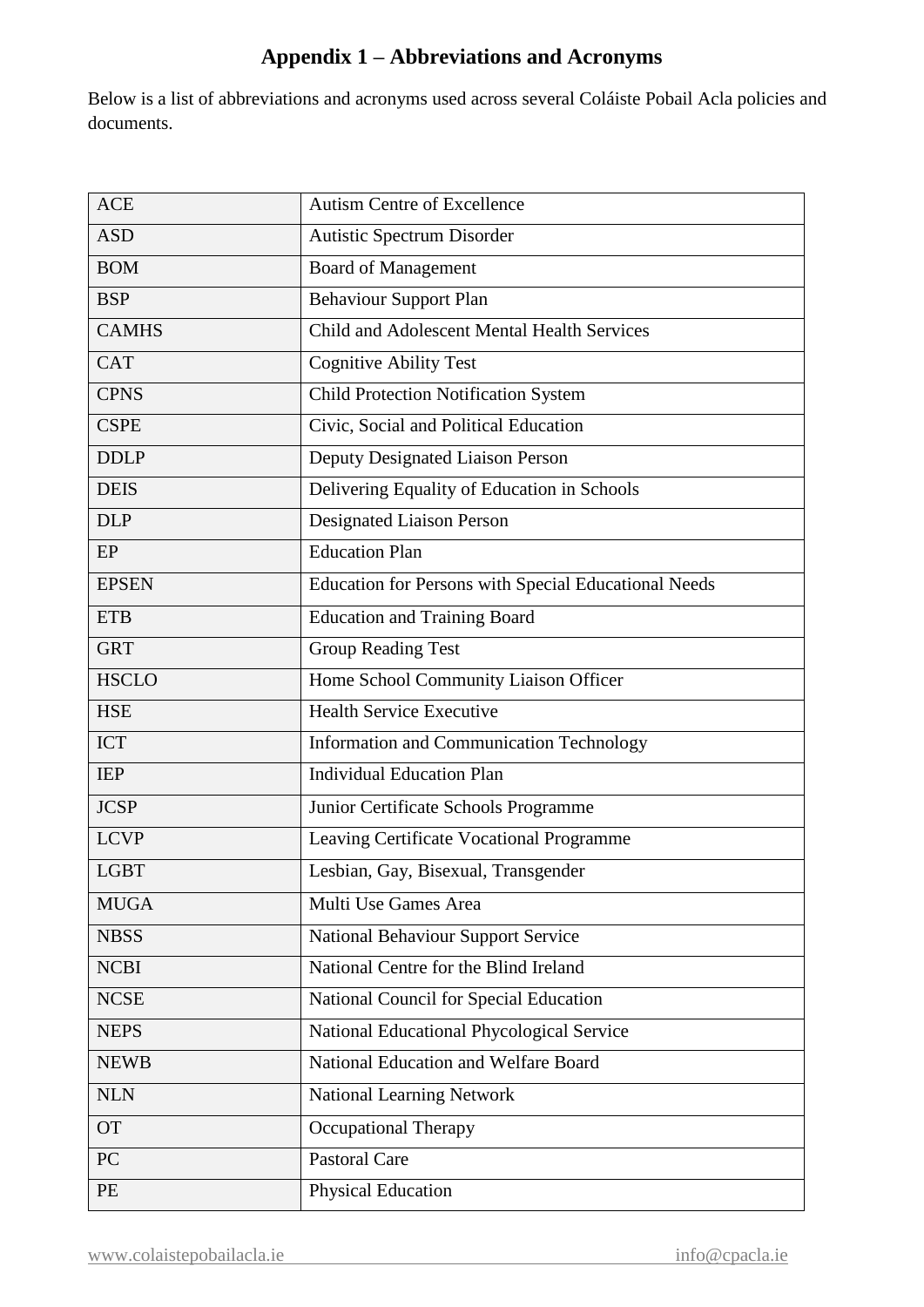# Appendix 1 – Abbreviations and Acronyms

Below is a list of abbreviations and acronyms used across several Coláiste Pobail Acla policies and documents.

| | |
|---|---|
| ACE | Autism Centre of Excellence |
| ASD | Autistic Spectrum Disorder |
| BOM | Board of Management |
| BSP | Behaviour Support Plan |
| CAMHS | Child and Adolescent Mental Health Services |
| CAT | Cognitive Ability Test |
| CPNS | Child Protection Notification System |
| CSPE | Civic, Social and Political Education |
| DDLP | Deputy Designated Liaison Person |
| DEIS | Delivering Equality of Education in Schools |
| DLP | Designated Liaison Person |
| EP | Education Plan |
| EPSEN | Education for Persons with Special Educational Needs |
| ETB | Education and Training Board |
| GRT | Group Reading Test |
| HSCLO | Home School Community Liaison Officer |
| HSE | Health Service Executive |
| ICT | Information and Communication Technology |
| IEP | Individual Education Plan |
| JCSP | Junior Certificate Schools Programme |
| LCVP | Leaving Certificate Vocational Programme |
| LGBT | Lesbian, Gay, Bisexual, Transgender |
| MUGA | Multi Use Games Area |
| NBSS | National Behaviour Support Service |
| NCBI | National Centre for the Blind Ireland |
| NCSE | National Council for Special Education |
| NEPS | National Educational Phycological Service |
| NEWB | National Education and Welfare Board |
| NLN | National Learning Network |
| OT | Occupational Therapy |
| PC | Pastoral Care |
| PE | Physical Education |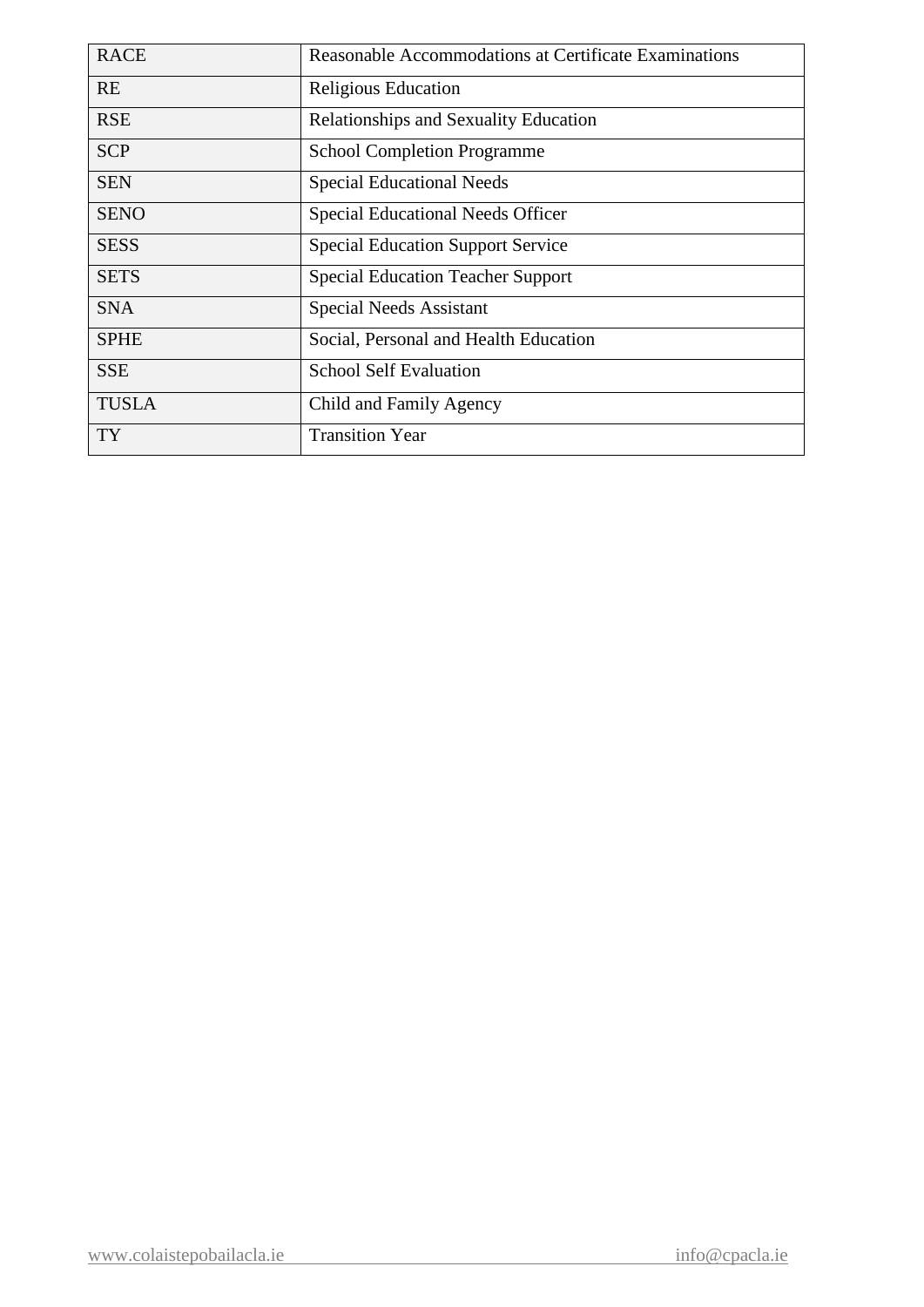| | |
|---|---|
| RACE | Reasonable Accommodations at Certificate Examinations |
| RE | Religious Education |
| RSE | Relationships and Sexuality Education |
| SCP | School Completion Programme |
| SEN | Special Educational Needs |
| SENO | Special Educational Needs Officer |
| SESS | Special Education Support Service |
| SETS | Special Education Teacher Support |
| SNA | Special Needs Assistant |
| SPHE | Social, Personal and Health Education |
| SSE | School Self Evaluation |
| TUSLA | Child and Family Agency |
| TY | Transition Year |